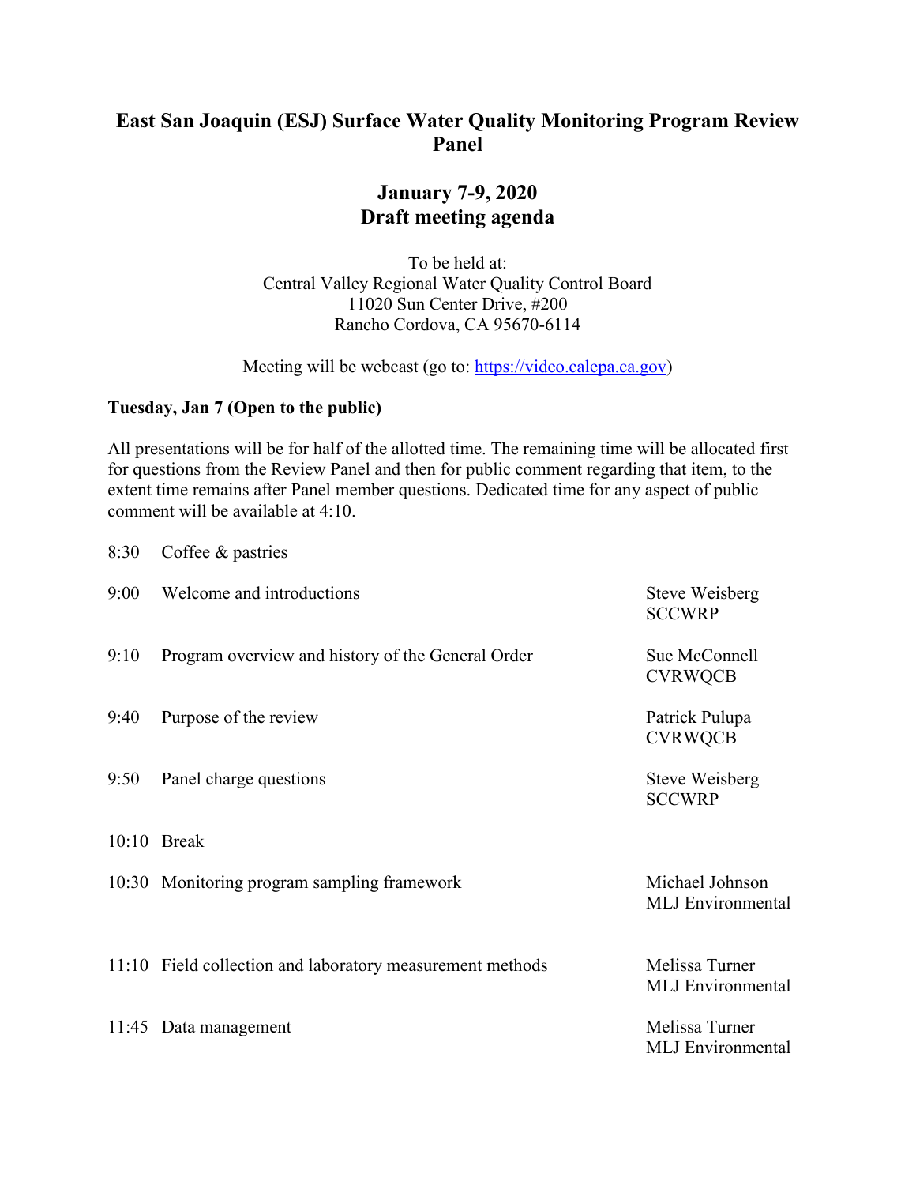# East San Joaquin (ESJ) Surface Water Quality Monitoring Program Review Panel

## January 7-9, 2020
## Draft meeting agenda

To be held at:
Central Valley Regional Water Quality Control Board
11020 Sun Center Drive, #200
Rancho Cordova, CA 95670-6114

Meeting will be webcast (go to: https://video.calepa.ca.gov)

**Tuesday, Jan 7 (Open to the public)**

All presentations will be for half of the allotted time. The remaining time will be allocated first for questions from the Review Panel and then for public comment regarding that item, to the extent time remains after Panel member questions. Dedicated time for any aspect of public comment will be available at 4:10.

| Time | Item | Presenter |
|---|---|---|
| 8:30 | Coffee & pastries | |
| 9:00 | Welcome and introductions | Steve Weisberg<br>SCCWRP |
| 9:10 | Program overview and history of the General Order | Sue McConnell<br>CVRWQCB |
| 9:40 | Purpose of the review | Patrick Pulupa<br>CVRWQCB |
| 9:50 | Panel charge questions | Steve Weisberg<br>SCCWRP |
| 10:10 | Break | |
| 10:30 | Monitoring program sampling framework | Michael Johnson<br>MLJ Environmental |
| 11:10 | Field collection and laboratory measurement methods | Melissa Turner<br>MLJ Environmental |
| 11:45 | Data management | Melissa Turner<br>MLJ Environmental |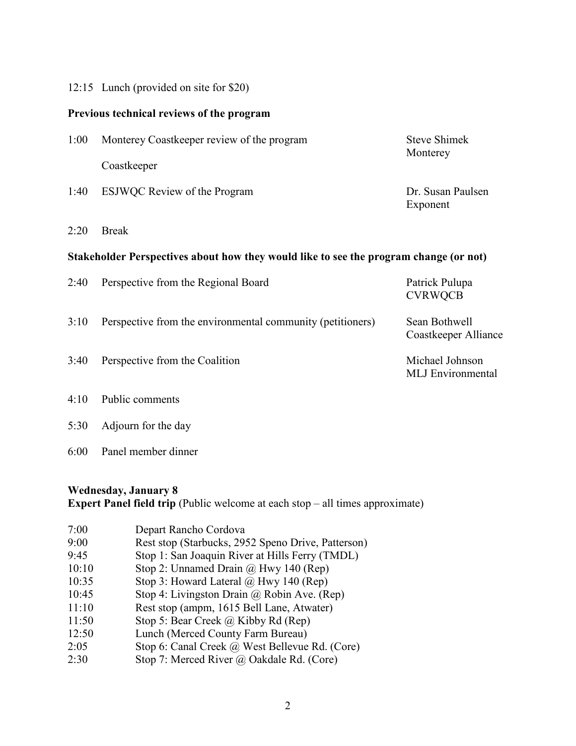12:15 Lunch (provided on site for $20)

**Previous technical reviews of the program**

| | | |
|---|---|---|
| 1:00 | Monterey Coastkeeper review of the program | Steve Shimek Monterey Coastkeeper |
| 1:40 | ESJWQC Review of the Program | Dr. Susan Paulsen Exponent |
| 2:20 | Break | |

**Stakeholder Perspectives about how they would like to see the program change (or not)**

| | | |
|---|---|---|
| 2:40 | Perspective from the Regional Board | Patrick Pulupa CVRWQCB |
| 3:10 | Perspective from the environmental community (petitioners) | Sean Bothwell Coastkeeper Alliance |
| 3:40 | Perspective from the Coalition | Michael Johnson MLJ Environmental |
| 4:10 | Public comments | |
| 5:30 | Adjourn for the day | |
| 6:00 | Panel member dinner | |

**Wednesday, January 8**
**Expert Panel field trip** (Public welcome at each stop – all times approximate)

| | |
|---|---|
| 7:00 | Depart Rancho Cordova |
| 9:00 | Rest stop (Starbucks, 2952 Speno Drive, Patterson) |
| 9:45 | Stop 1: San Joaquin River at Hills Ferry (TMDL) |
| 10:10 | Stop 2: Unnamed Drain @ Hwy 140 (Rep) |
| 10:35 | Stop 3: Howard Lateral @ Hwy 140 (Rep) |
| 10:45 | Stop 4: Livingston Drain @ Robin Ave. (Rep) |
| 11:10 | Rest stop (ampm, 1615 Bell Lane, Atwater) |
| 11:50 | Stop 5: Bear Creek @ Kibby Rd (Rep) |
| 12:50 | Lunch (Merced County Farm Bureau) |
| 2:05 | Stop 6: Canal Creek @ West Bellevue Rd. (Core) |
| 2:30 | Stop 7: Merced River @ Oakdale Rd. (Core) |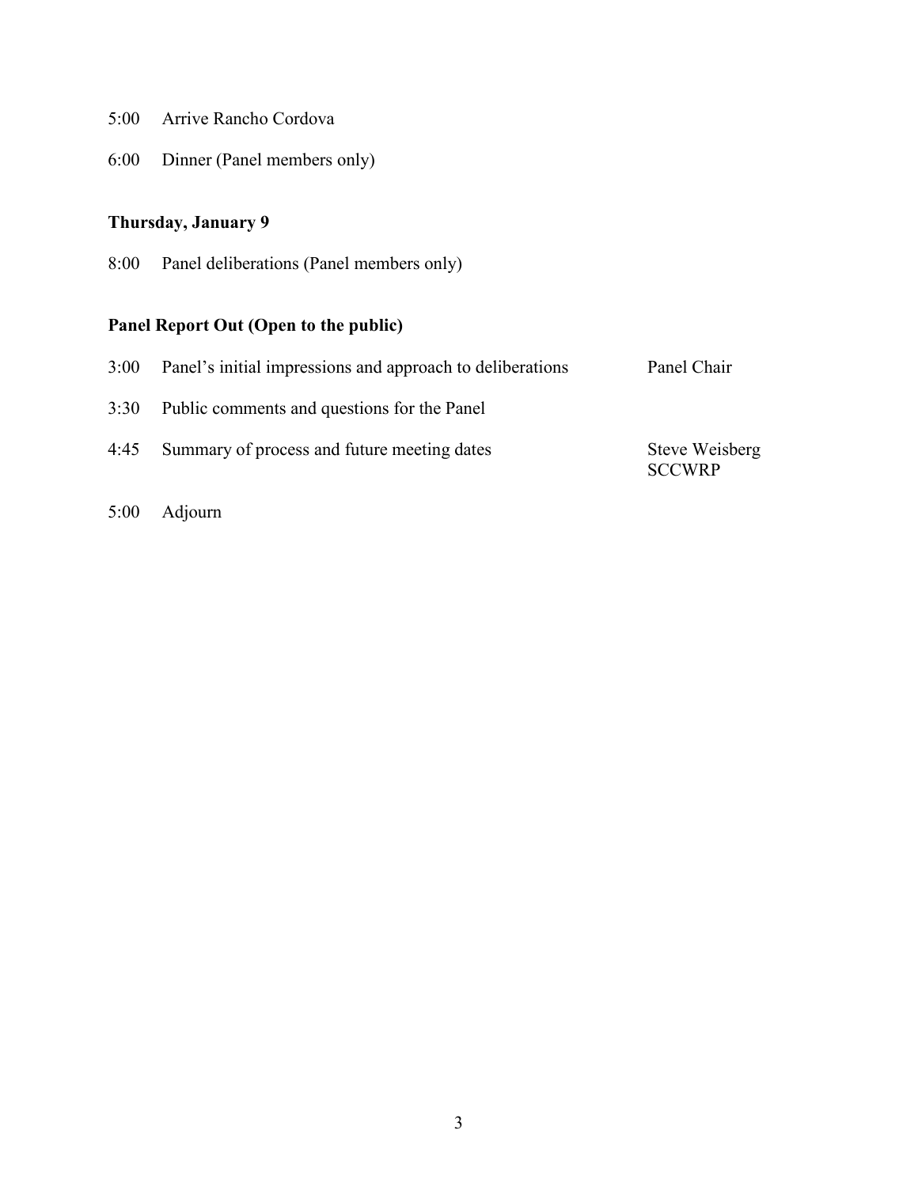5:00 Arrive Rancho Cordova

6:00 Dinner (Panel members only)

**Thursday, January 9**

8:00 Panel deliberations (Panel members only)

**Panel Report Out (Open to the public)**

| | | |
|---|---|---|
| 3:00 | Panel's initial impressions and approach to deliberations | Panel Chair |
| 3:30 | Public comments and questions for the Panel | |
| 4:45 | Summary of process and future meeting dates | Steve Weisberg SCCWRP |
| 5:00 | Adjourn | |